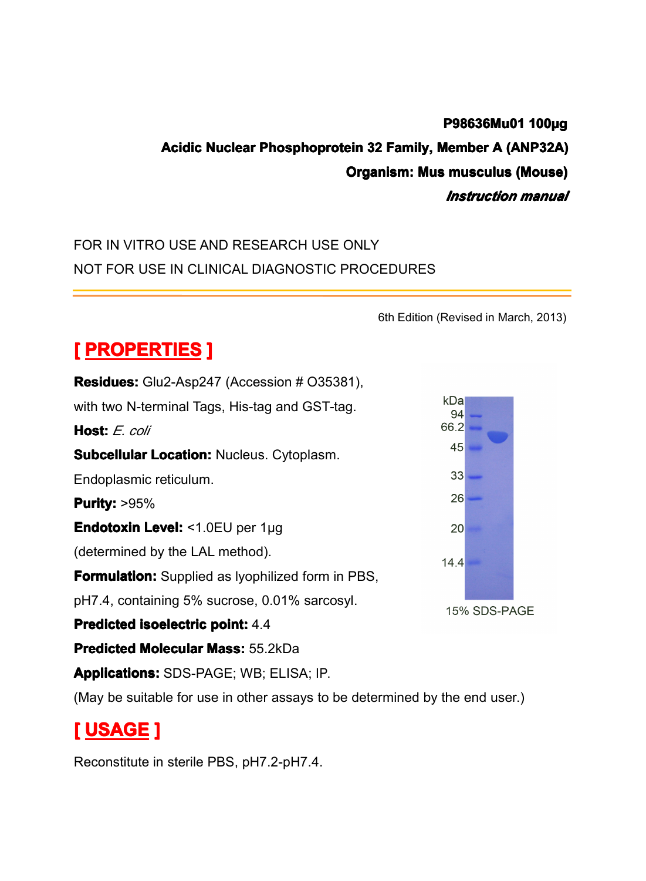**P98636Mu01 100μg**

**Acidic Nuclear Phosphoprotein 32 Family, Member A (ANP32A)**

**Organism: Mus musculus (Mouse)**

***Instruction manual***

FOR IN VITRO USE AND RESEARCH USE ONLY

NOT FOR USE IN CLINICAL DIAGNOSTIC PROCEDURES

6th Edition (Revised in March, 2013)

## [ PROPERTIES ]

**Residues:** Glu2-Asp247 (Accession # O35381), with two N-terminal Tags, His-tag and GST-tag.

**Host:** *E. coli*

**Subcellular Location:** Nucleus. Cytoplasm. Endoplasmic reticulum.

**Purity:** >95%

**Endotoxin Level:** <1.0EU per 1μg (determined by the LAL method).

**Formulation:** Supplied as lyophilized form in PBS, pH7.4, containing 5% sucrose, 0.01% sarcosyl.

**Predicted isoelectric point:** 4.4

**Predicted Molecular Mass:** 55.2kDa

**Applications:** SDS-PAGE; WB; ELISA; IP.

(May be suitable for use in other assays to be determined by the end user.)

kDa: 94, 66.2, 45, 33, 26, 20, 14.4

15% SDS-PAGE

## [ USAGE ]

Reconstitute in sterile PBS, pH7.2-pH7.4.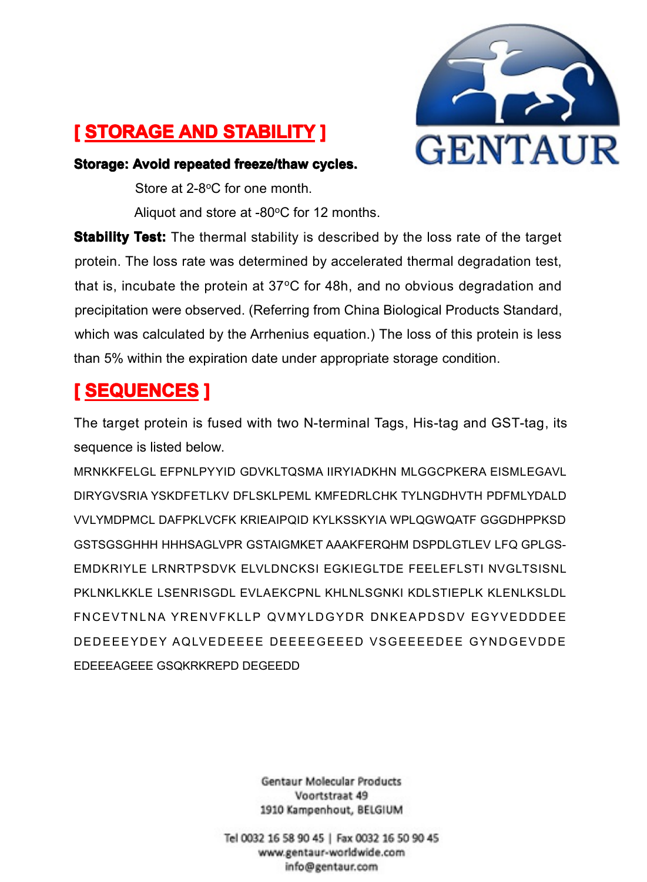## [ STORAGE AND STABILITY ]

**Storage: Avoid repeated freeze/thaw cycles.**

Store at 2-8°C for one month.

Aliquot and store at -80°C for 12 months.

**Stability Test:** The thermal stability is described by the loss rate of the target protein. The loss rate was determined by accelerated thermal degradation test, that is, incubate the protein at 37°C for 48h, and no obvious degradation and precipitation were observed. (Referring from China Biological Products Standard, which was calculated by the Arrhenius equation.) The loss of this protein is less than 5% within the expiration date under appropriate storage condition.

## [ SEQUENCES ]

The target protein is fused with two N-terminal Tags, His-tag and GST-tag, its sequence is listed below.

MRNKKFELGL EFPNLPYYID GDVKLTQSMA IIRYIADKHN MLGGCPKERA EISMLEGAVL DIRYGVSRIA YSKDFETLKV DFLSKLPEML KMFEDRLCHK TYLNGDHVTH PDFMLYDALD VVLYMDPMCL DAFPKLVCFK KRIEAIPQID KYLKSSKYIA WPLQGWQATF GGGDHPPKSD GSTSGSGHHH HHHSAGLVPR GSTAIGMKET AAAKFERQHM DSPDLGTLEV LFQ GPLGS-EMDKRIYLE LRNRTPSDVK ELVLDNCKSI EGKIEGLTDE FEELEFLSTI NVGLTSISNL PKLNKLKKLE LSENRISGDL EVLAEKCPNL KHLNLSGNKI KDLSTIEPLK KLENLKSLDL FNCEVTNLNA YRENVFKLLP QVMYLDGYDR DNKEAPDSDV EGYVEDDDEE DEDEEEYDEY AQLVEDEEEE DEEEEGEEED VSGEEEEDEE GYNDGEVDDE EDEEEAGEEE GSQKRKREPD DEGEEDD

Gentaur Molecular Products
Voortstraat 49
1910 Kampenhout, BELGIUM

Tel 0032 16 58 90 45 | Fax 0032 16 50 90 45
www.gentaur-worldwide.com
info@gentaur.com